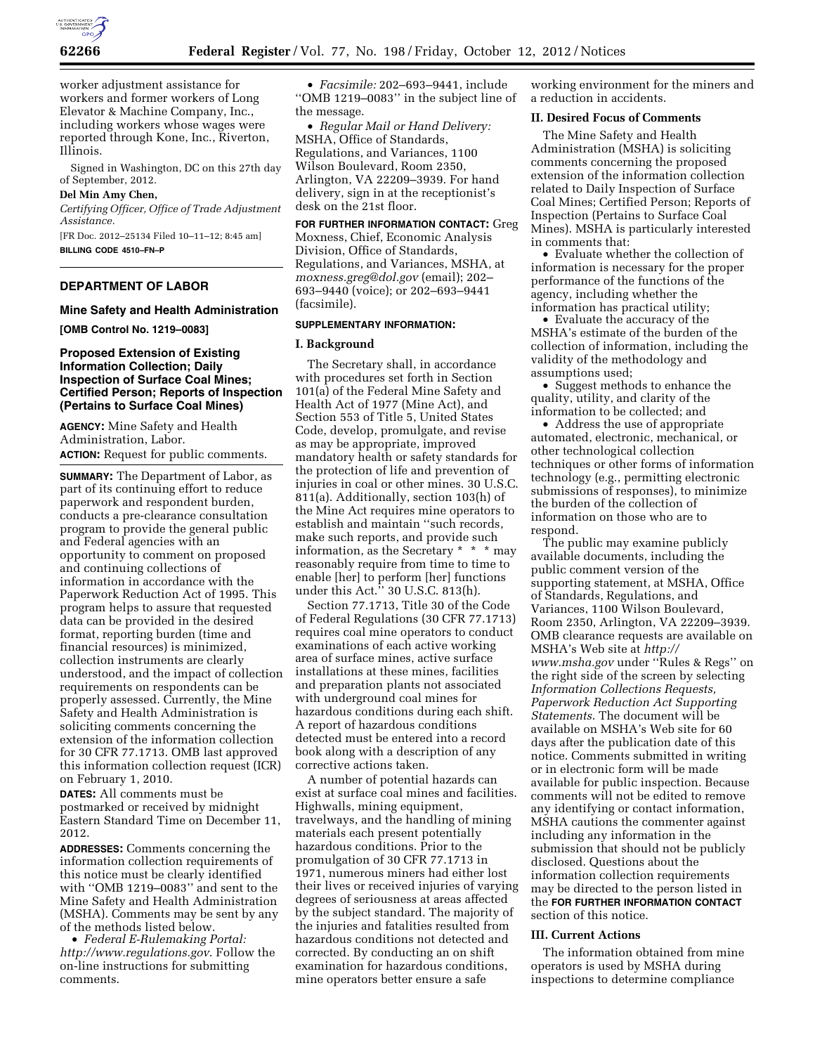worker adjustment assistance for workers and former workers of Long Elevator & Machine Company, Inc., including workers whose wages were reported through Kone, Inc., Riverton, Illinois.

Signed in Washington, DC on this 27th day of September, 2012.

**Del Min Amy Chen,**

*Certifying Officer, Office of Trade Adjustment Assistance.*

[FR Doc. 2012–25134 Filed 10–11–12; 8:45 am]

**BILLING CODE 4510–FN–P**

## DEPARTMENT OF LABOR

### Mine Safety and Health Administration

**[OMB Control No. 1219–0083]**

### Proposed Extension of Existing Information Collection; Daily Inspection of Surface Coal Mines; Certified Person; Reports of Inspection (Pertains to Surface Coal Mines)

**AGENCY:** Mine Safety and Health Administration, Labor.

**ACTION:** Request for public comments.

**SUMMARY:** The Department of Labor, as part of its continuing effort to reduce paperwork and respondent burden, conducts a pre-clearance consultation program to provide the general public and Federal agencies with an opportunity to comment on proposed and continuing collections of information in accordance with the Paperwork Reduction Act of 1995. This program helps to assure that requested data can be provided in the desired format, reporting burden (time and financial resources) is minimized, collection instruments are clearly understood, and the impact of collection requirements on respondents can be properly assessed. Currently, the Mine Safety and Health Administration is soliciting comments concerning the extension of the information collection for 30 CFR 77.1713. OMB last approved this information collection request (ICR) on February 1, 2010.

**DATES:** All comments must be postmarked or received by midnight Eastern Standard Time on December 11, 2012.

**ADDRESSES:** Comments concerning the information collection requirements of this notice must be clearly identified with ''OMB 1219–0083'' and sent to the Mine Safety and Health Administration (MSHA). Comments may be sent by any of the methods listed below.

- *Federal E-Rulemaking Portal: http://www.regulations.gov*. Follow the on-line instructions for submitting comments.
- *Facsimile:* 202–693–9441, include ''OMB 1219–0083'' in the subject line of the message.
- *Regular Mail or Hand Delivery:* MSHA, Office of Standards, Regulations, and Variances, 1100 Wilson Boulevard, Room 2350, Arlington, VA 22209–3939. For hand delivery, sign in at the receptionist's desk on the 21st floor.

**FOR FURTHER INFORMATION CONTACT:** Greg Moxness, Chief, Economic Analysis Division, Office of Standards, Regulations, and Variances, MSHA, at *moxness.greg@dol.gov* (email); 202–693–9440 (voice); or 202–693–9441 (facsimile).

**SUPPLEMENTARY INFORMATION:**

**I. Background**

The Secretary shall, in accordance with procedures set forth in Section 101(a) of the Federal Mine Safety and Health Act of 1977 (Mine Act), and Section 553 of Title 5, United States Code, develop, promulgate, and revise as may be appropriate, improved mandatory health or safety standards for the protection of life and prevention of injuries in coal or other mines. 30 U.S.C. 811(a). Additionally, section 103(h) of the Mine Act requires mine operators to establish and maintain ''such records, make such reports, and provide such information, as the Secretary * * * may reasonably require from time to time to enable [her] to perform [her] functions under this Act.'' 30 U.S.C. 813(h).

Section 77.1713, Title 30 of the Code of Federal Regulations (30 CFR 77.1713) requires coal mine operators to conduct examinations of each active working area of surface mines, active surface installations at these mines, facilities and preparation plants not associated with underground coal mines for hazardous conditions during each shift. A report of hazardous conditions detected must be entered into a record book along with a description of any corrective actions taken.

A number of potential hazards can exist at surface coal mines and facilities. Highwalls, mining equipment, travelways, and the handling of mining materials each present potentially hazardous conditions. Prior to the promulgation of 30 CFR 77.1713 in 1971, numerous miners had either lost their lives or received injuries of varying degrees of seriousness at areas affected by the subject standard. The majority of the injuries and fatalities resulted from hazardous conditions not detected and corrected. By conducting an on shift examination for hazardous conditions, mine operators better ensure a safe working environment for the miners and a reduction in accidents.

**II. Desired Focus of Comments**

The Mine Safety and Health Administration (MSHA) is soliciting comments concerning the proposed extension of the information collection related to Daily Inspection of Surface Coal Mines; Certified Person; Reports of Inspection (Pertains to Surface Coal Mines). MSHA is particularly interested in comments that:

- Evaluate whether the collection of information is necessary for the proper performance of the functions of the agency, including whether the information has practical utility;
- Evaluate the accuracy of the MSHA's estimate of the burden of the collection of information, including the validity of the methodology and assumptions used;
- Suggest methods to enhance the quality, utility, and clarity of the information to be collected; and
- Address the use of appropriate automated, electronic, mechanical, or other technological collection techniques or other forms of information technology (e.g., permitting electronic submissions of responses), to minimize the burden of the collection of information on those who are to respond.

The public may examine publicly available documents, including the public comment version of the supporting statement, at MSHA, Office of Standards, Regulations, and Variances, 1100 Wilson Boulevard, Room 2350, Arlington, VA 22209–3939. OMB clearance requests are available on MSHA's Web site at *http://www.msha.gov* under ''Rules & Regs'' on the right side of the screen by selecting *Information Collections Requests, Paperwork Reduction Act Supporting Statements*. The document will be available on MSHA's Web site for 60 days after the publication date of this notice. Comments submitted in writing or in electronic form will be made available for public inspection. Because comments will not be edited to remove any identifying or contact information, MSHA cautions the commenter against including any information in the submission that should not be publicly disclosed. Questions about the information collection requirements may be directed to the person listed in the **FOR FURTHER INFORMATION CONTACT** section of this notice.

**III. Current Actions**

The information obtained from mine operators is used by MSHA during inspections to determine compliance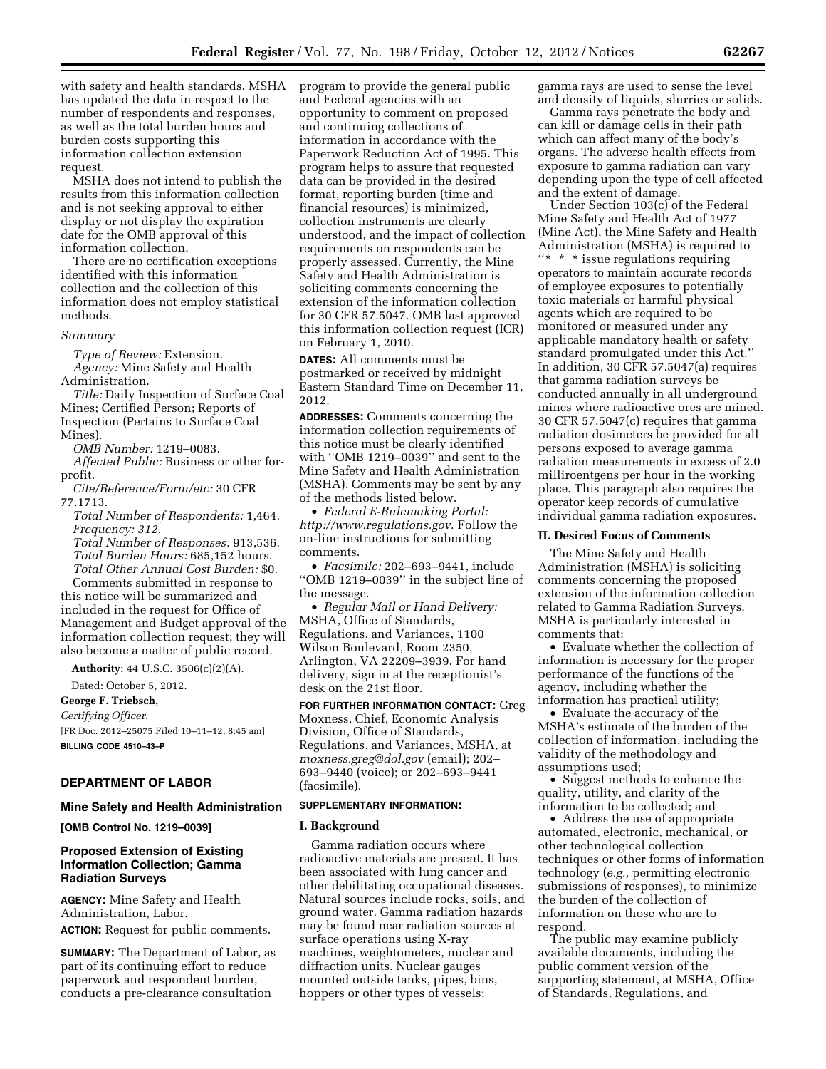with safety and health standards. MSHA has updated the data in respect to the number of respondents and responses, as well as the total burden hours and burden costs supporting this information collection extension request.

MSHA does not intend to publish the results from this information collection and is not seeking approval to either display or not display the expiration date for the OMB approval of this information collection.

There are no certification exceptions identified with this information collection and the collection of this information does not employ statistical methods.

*Summary*

*Type of Review:* Extension.

*Agency:* Mine Safety and Health Administration.

*Title:* Daily Inspection of Surface Coal Mines; Certified Person; Reports of Inspection (Pertains to Surface Coal Mines).

*OMB Number:* 1219–0083.

*Affected Public:* Business or other for-profit.

*Cite/Reference/Form/etc:* 30 CFR 77.1713.

*Total Number of Respondents:* 1,464.

*Frequency:* 312.

*Total Number of Responses:* 913,536.

*Total Burden Hours:* 685,152 hours.

*Total Other Annual Cost Burden:* $0.

Comments submitted in response to this notice will be summarized and included in the request for Office of Management and Budget approval of the information collection request; they will also become a matter of public record.

**Authority:** 44 U.S.C. 3506(c)(2)(A).

Dated: October 5, 2012.

**George F. Triebsch,**

*Certifying Officer.*

[FR Doc. 2012–25075 Filed 10–11–12; 8:45 am]

**BILLING CODE 4510–43–P**

## DEPARTMENT OF LABOR

### Mine Safety and Health Administration

**[OMB Control No. 1219–0039]**

### Proposed Extension of Existing Information Collection; Gamma Radiation Surveys

**AGENCY:** Mine Safety and Health Administration, Labor.

**ACTION:** Request for public comments.

**SUMMARY:** The Department of Labor, as part of its continuing effort to reduce paperwork and respondent burden, conducts a pre-clearance consultation program to provide the general public and Federal agencies with an opportunity to comment on proposed and continuing collections of information in accordance with the Paperwork Reduction Act of 1995. This program helps to assure that requested data can be provided in the desired format, reporting burden (time and financial resources) is minimized, collection instruments are clearly understood, and the impact of collection requirements on respondents can be properly assessed. Currently, the Mine Safety and Health Administration is soliciting comments concerning the extension of the information collection for 30 CFR 57.5047. OMB last approved this information collection request (ICR) on February 1, 2010.

**DATES:** All comments must be postmarked or received by midnight Eastern Standard Time on December 11, 2012.

**ADDRESSES:** Comments concerning the information collection requirements of this notice must be clearly identified with ''OMB 1219–0039'' and sent to the Mine Safety and Health Administration (MSHA). Comments may be sent by any of the methods listed below.

- *Federal E-Rulemaking Portal: http://www.regulations.gov.* Follow the on-line instructions for submitting comments.
- *Facsimile:* 202–693–9441, include ''OMB 1219–0039'' in the subject line of the message.
- *Regular Mail or Hand Delivery:* MSHA, Office of Standards, Regulations, and Variances, 1100 Wilson Boulevard, Room 2350, Arlington, VA 22209–3939. For hand delivery, sign in at the receptionist's desk on the 21st floor.

**FOR FURTHER INFORMATION CONTACT:** Greg Moxness, Chief, Economic Analysis Division, Office of Standards, Regulations, and Variances, MSHA, at *moxness.greg@dol.gov* (email); 202–693–9440 (voice); or 202–693–9441 (facsimile).

**SUPPLEMENTARY INFORMATION:**

**I. Background**

Gamma radiation occurs where radioactive materials are present. It has been associated with lung cancer and other debilitating occupational diseases. Natural sources include rocks, soils, and ground water. Gamma radiation hazards may be found near radiation sources at surface operations using X-ray machines, weightometers, nuclear and diffraction units. Nuclear gauges mounted outside tanks, pipes, bins, hoppers or other types of vessels; gamma rays are used to sense the level and density of liquids, slurries or solids.

Gamma rays penetrate the body and can kill or damage cells in their path which can affect many of the body's organs. The adverse health effects from exposure to gamma radiation can vary depending upon the type of cell affected and the extent of damage.

Under Section 103(c) of the Federal Mine Safety and Health Act of 1977 (Mine Act), the Mine Safety and Health Administration (MSHA) is required to ''* * * issue regulations requiring operators to maintain accurate records of employee exposures to potentially toxic materials or harmful physical agents which are required to be monitored or measured under any applicable mandatory health or safety standard promulgated under this Act.'' In addition, 30 CFR 57.5047(a) requires that gamma radiation surveys be conducted annually in all underground mines where radioactive ores are mined. 30 CFR 57.5047(c) requires that gamma radiation dosimeters be provided for all persons exposed to average gamma radiation measurements in excess of 2.0 milliroentgens per hour in the working place. This paragraph also requires the operator keep records of cumulative individual gamma radiation exposures.

**II. Desired Focus of Comments**

The Mine Safety and Health Administration (MSHA) is soliciting comments concerning the proposed extension of the information collection related to Gamma Radiation Surveys. MSHA is particularly interested in comments that:

- Evaluate whether the collection of information is necessary for the proper performance of the functions of the agency, including whether the information has practical utility;
- Evaluate the accuracy of the MSHA's estimate of the burden of the collection of information, including the validity of the methodology and assumptions used;
- Suggest methods to enhance the quality, utility, and clarity of the information to be collected; and
- Address the use of appropriate automated, electronic, mechanical, or other technological collection techniques or other forms of information technology (*e.g.,* permitting electronic submissions of responses), to minimize the burden of the collection of information on those who are to respond.

The public may examine publicly available documents, including the public comment version of the supporting statement, at MSHA, Office of Standards, Regulations, and